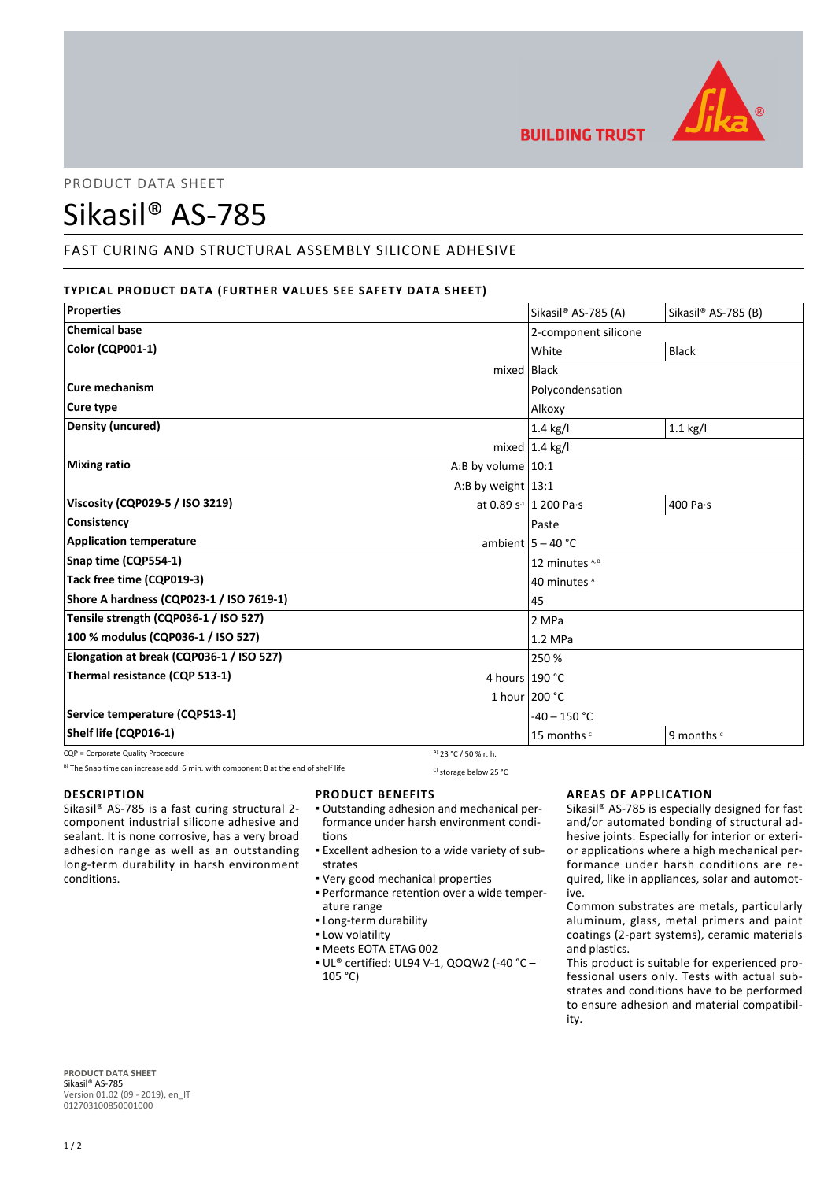PRODUCT DATA SHEET

# Sikasil® AS-785

## FAST CURING AND STRUCTURAL ASSEMBLY SILICONE ADHESIVE

### TYPICAL PRODUCT DATA (FURTHER VALUES SEE SAFETY DATA SHEET)

| Properties | | Sikasil® AS-785 (A) | Sikasil® AS-785 (B) |
|---|---|---|---|
| **Chemical base** | | 2-component silicone | |
| **Color (CQP001-1)** | | White | Black |
| | mixed | Black | |
| **Cure mechanism** | | Polycondensation | |
| **Cure type** | | Alkoxy | |
| **Density (uncured)** | | 1.4 kg/l | 1.1 kg/l |
| | mixed | 1.4 kg/l | |
| **Mixing ratio** | A:B by volume | 10:1 | |
| | A:B by weight | 13:1 | |
| **Viscosity (CQP029-5 / ISO 3219)** | at 0.89 $s^{-1}$ | 1 200 Pa·s | 400 Pa·s |
| **Consistency** | | Paste | |
| **Application temperature** | ambient | 5 – 40 °C | |
| **Snap time (CQP554-1)** | | 12 minutes [A, B] | |
| **Tack free time (CQP019-3)** | | 40 minutes [A] | |
| **Shore A hardness (CQP023-1 / ISO 7619-1)** | | 45 | |
| **Tensile strength (CQP036-1 / ISO 527)** | | 2 MPa | |
| **100 % modulus (CQP036-1 / ISO 527)** | | 1.2 MPa | |
| **Elongation at break (CQP036-1 / ISO 527)** | | 250 % | |
| **Thermal resistance (CQP 513-1)** | 4 hours | 190 °C | |
| | 1 hour | 200 °C | |
| **Service temperature (CQP513-1)** | | -40 – 150 °C | |
| **Shelf life (CQP016-1)** | | 15 months [C] | 9 months [C] |

CQP = Corporate Quality Procedure

[A] 23 °C / 50 % r. h.

[B] The Snap time can increase add. 6 min. with component B at the end of shelf life

[C] storage below 25 °C

## DESCRIPTION

Sikasil® AS-785 is a fast curing structural 2-component industrial silicone adhesive and sealant. It is none corrosive, has a very broad adhesion range as well as an outstanding long-term durability in harsh environment conditions.

## PRODUCT BENEFITS

- Outstanding adhesion and mechanical performance under harsh environment conditions
- Excellent adhesion to a wide variety of substrates
- Very good mechanical properties
- Performance retention over a wide temperature range
- Long-term durability
- Low volatility
- Meets EOTA ETAG 002
- UL® certified: UL94 V-1, QOQW2 (-40 °C – 105 °C)

## AREAS OF APPLICATION

Sikasil® AS-785 is especially designed for fast and/or automated bonding of structural adhesive joints. Especially for interior or exterior applications where a high mechanical performance under harsh conditions are required, like in appliances, solar and automotive.

Common substrates are metals, particularly aluminum, glass, metal primers and paint coatings (2-part systems), ceramic materials and plastics.

This product is suitable for experienced professional users only. Tests with actual substrates and conditions have to be performed to ensure adhesion and material compatibility.

**PRODUCT DATA SHEET**
Sikasil® AS-785
Version 01.02 (09 - 2019), en_IT
012703100850001000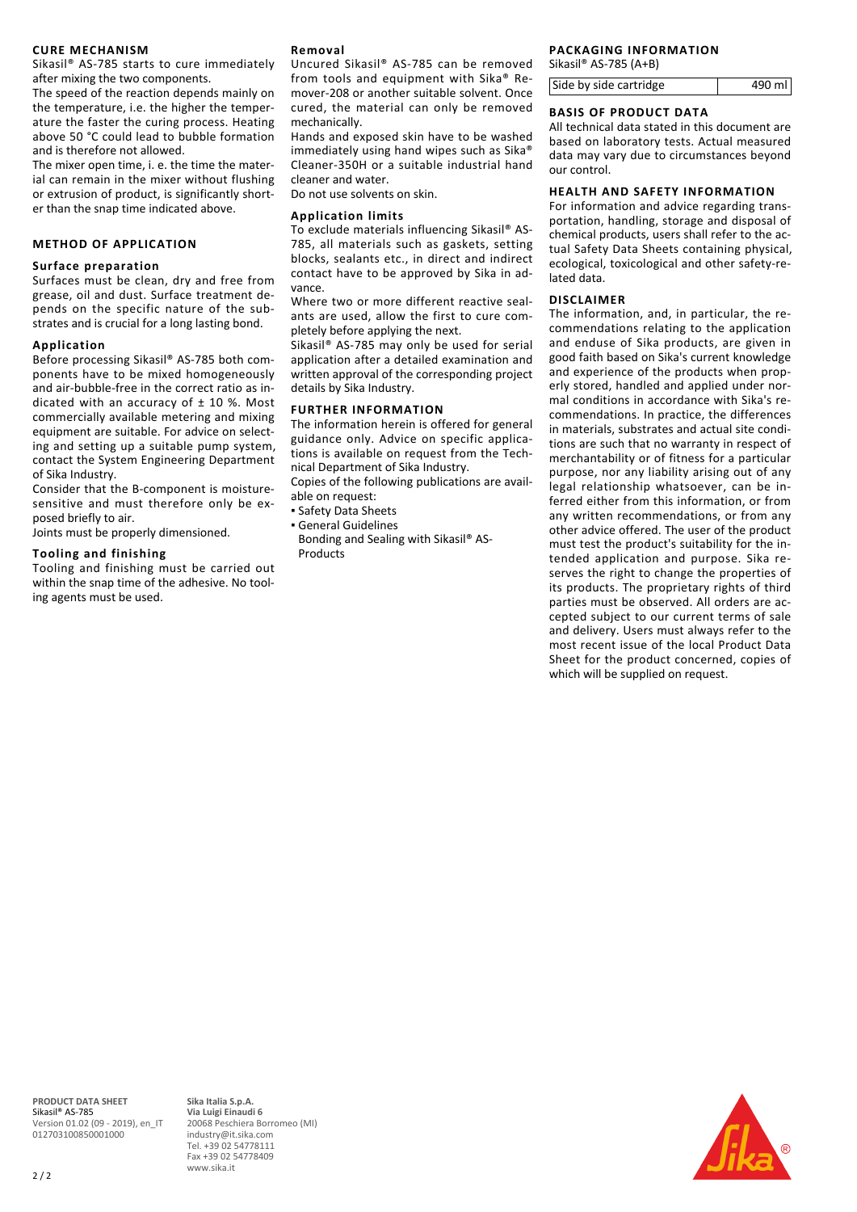## CURE MECHANISM

Sikasil® AS-785 starts to cure immediately after mixing the two components.

The speed of the reaction depends mainly on the temperature, i.e. the higher the temperature the faster the curing process. Heating above 50 °C could lead to bubble formation and is therefore not allowed.

The mixer open time, i. e. the time the material can remain in the mixer without flushing or extrusion of product, is significantly shorter than the snap time indicated above.

## METHOD OF APPLICATION

### Surface preparation

Surfaces must be clean, dry and free from grease, oil and dust. Surface treatment depends on the specific nature of the substrates and is crucial for a long lasting bond.

### Application

Before processing Sikasil® AS-785 both components have to be mixed homogeneously and air-bubble-free in the correct ratio as indicated with an accuracy of ± 10 %. Most commercially available metering and mixing equipment are suitable. For advice on selecting and setting up a suitable pump system, contact the System Engineering Department of Sika Industry.

Consider that the B-component is moisture-sensitive and must therefore only be exposed briefly to air.

Joints must be properly dimensioned.

### Tooling and finishing

Tooling and finishing must be carried out within the snap time of the adhesive. No tooling agents must be used.

### Removal

Uncured Sikasil® AS-785 can be removed from tools and equipment with Sika® Remover-208 or another suitable solvent. Once cured, the material can only be removed mechanically.

Hands and exposed skin have to be washed immediately using hand wipes such as Sika® Cleaner-350H or a suitable industrial hand cleaner and water.

Do not use solvents on skin.

### Application limits

To exclude materials influencing Sikasil® AS-785, all materials such as gaskets, setting blocks, sealants etc., in direct and indirect contact have to be approved by Sika in advance.

Where two or more different reactive sealants are used, allow the first to cure completely before applying the next.

Sikasil® AS-785 may only be used for serial application after a detailed examination and written approval of the corresponding project details by Sika Industry.

## FURTHER INFORMATION

The information herein is offered for general guidance only. Advice on specific applications is available on request from the Technical Department of Sika Industry.

Copies of the following publications are available on request:

- Safety Data Sheets
- General Guidelines
  Bonding and Sealing with Sikasil® AS-Products

## PACKAGING INFORMATION

Sikasil® AS-785 (A+B)

| | |
|---|---|
| Side by side cartridge | 490 ml |

## BASIS OF PRODUCT DATA

All technical data stated in this document are based on laboratory tests. Actual measured data may vary due to circumstances beyond our control.

## HEALTH AND SAFETY INFORMATION

For information and advice regarding transportation, handling, storage and disposal of chemical products, users shall refer to the actual Safety Data Sheets containing physical, ecological, toxicological and other safety-related data.

## DISCLAIMER

The information, and, in particular, the recommendations relating to the application and enduse of Sika products, are given in good faith based on Sika's current knowledge and experience of the products when properly stored, handled and applied under normal conditions in accordance with Sika's recommendations. In practice, the differences in materials, substrates and actual site conditions are such that no warranty in respect of merchantability or of fitness for a particular purpose, nor any liability arising out of any legal relationship whatsoever, can be inferred either from this information, or from any written recommendations, or from any other advice offered. The user of the product must test the product's suitability for the intended application and purpose. Sika reserves the right to change the properties of its products. The proprietary rights of third parties must be observed. All orders are accepted subject to our current terms of sale and delivery. Users must always refer to the most recent issue of the local Product Data Sheet for the product concerned, copies of which will be supplied on request.

**PRODUCT DATA SHEET**
**Sikasil® AS-785**
Version 01.02 (09 - 2019), en_IT
012703100850001000

**Sika Italia S.p.A.**
**Via Luigi Einaudi 6**
20068 Peschiera Borromeo (MI)
industry@it.sika.com
Tel. +39 02 54778111
Fax +39 02 54778409
www.sika.it